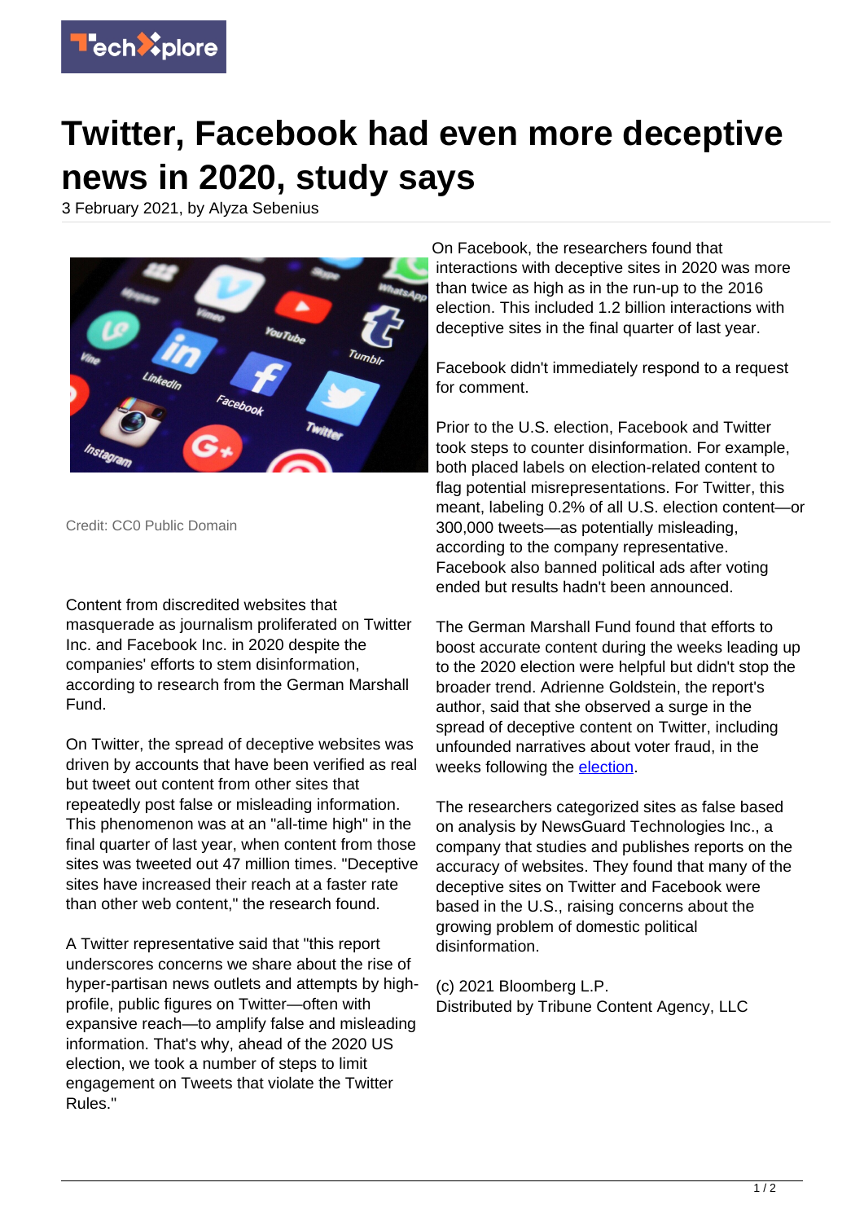# Twitter, Facebook had even more deceptive news in 2020, study says

3 February 2021, by Alyza Sebenius

Credit: CC0 Public Domain

Content from discredited websites that masquerade as journalism proliferated on Twitter Inc. and Facebook Inc. in 2020 despite the companies' efforts to stem disinformation, according to research from the German Marshall Fund.

On Twitter, the spread of deceptive websites was driven by accounts that have been verified as real but tweet out content from other sites that repeatedly post false or misleading information. This phenomenon was at an "all-time high" in the final quarter of last year, when content from those sites was tweeted out 47 million times. "Deceptive sites have increased their reach at a faster rate than other web content," the research found.

A Twitter representative said that "this report underscores concerns we share about the rise of hyper-partisan news outlets and attempts by high-profile, public figures on Twitter—often with expansive reach—to amplify false and misleading information. That's why, ahead of the 2020 US election, we took a number of steps to limit engagement on Tweets that violate the Twitter Rules."

On Facebook, the researchers found that interactions with deceptive sites in 2020 was more than twice as high as in the run-up to the 2016 election. This included 1.2 billion interactions with deceptive sites in the final quarter of last year.

Facebook didn't immediately respond to a request for comment.

Prior to the U.S. election, Facebook and Twitter took steps to counter disinformation. For example, both placed labels on election-related content to flag potential misrepresentations. For Twitter, this meant, labeling 0.2% of all U.S. election content—or 300,000 tweets—as potentially misleading, according to the company representative. Facebook also banned political ads after voting ended but results hadn't been announced.

The German Marshall Fund found that efforts to boost accurate content during the weeks leading up to the 2020 election were helpful but didn't stop the broader trend. Adrienne Goldstein, the report's author, said that she observed a surge in the spread of deceptive content on Twitter, including unfounded narratives about voter fraud, in the weeks following the election.

The researchers categorized sites as false based on analysis by NewsGuard Technologies Inc., a company that studies and publishes reports on the accuracy of websites. They found that many of the deceptive sites on Twitter and Facebook were based in the U.S., raising concerns about the growing problem of domestic political disinformation.

(c) 2021 Bloomberg L.P.
Distributed by Tribune Content Agency, LLC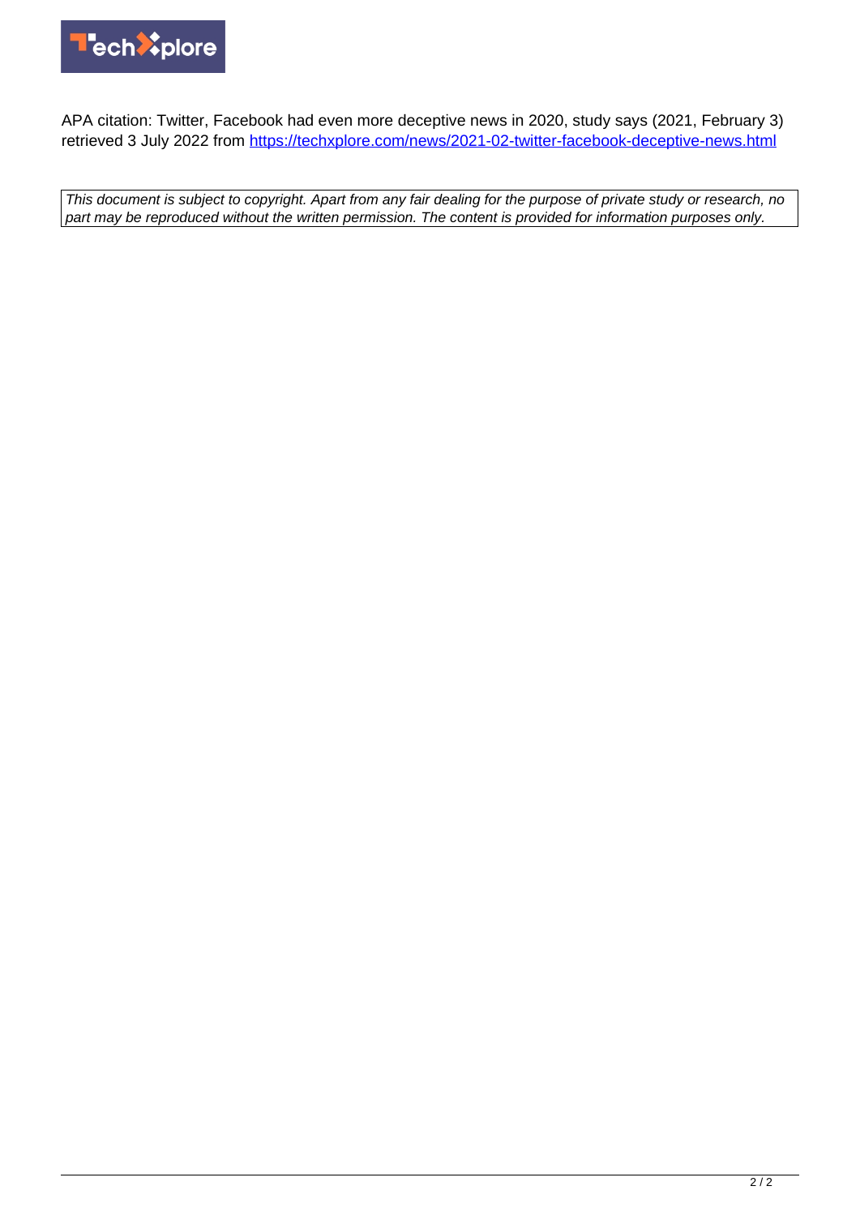APA citation: Twitter, Facebook had even more deceptive news in 2020, study says (2021, February 3) retrieved 3 July 2022 from https://techxplore.com/news/2021-02-twitter-facebook-deceptive-news.html

*This document is subject to copyright. Apart from any fair dealing for the purpose of private study or research, no part may be reproduced without the written permission. The content is provided for information purposes only.*